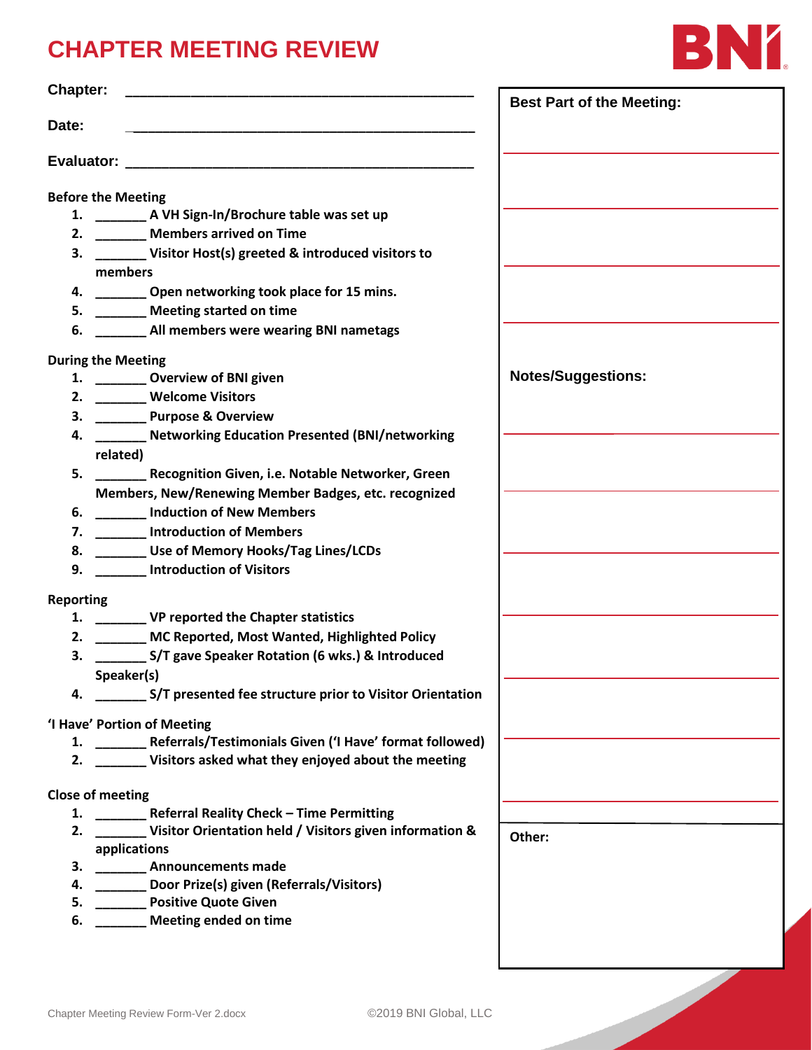# CHAPTER MEETING REVIEW

**Chapter:** ___________________________________________

**Date:** ___________________________________________

**Evaluator:** ___________________________________________

**Before the Meeting**

1. _______ A VH Sign-In/Brochure table was set up
2. _______ Members arrived on Time
3. _______ Visitor Host(s) greeted & introduced visitors to members
4. _______ Open networking took place for 15 mins.
5. _______ Meeting started on time
6. _______ All members were wearing BNI nametags

**During the Meeting**

1. _______ Overview of BNI given
2. _______ Welcome Visitors
3. _______ Purpose & Overview
4. _______ Networking Education Presented (BNI/networking related)
5. _______ Recognition Given, i.e. Notable Networker, Green Members, New/Renewing Member Badges, etc. recognized
6. _______ Induction of New Members
7. _______ Introduction of Members
8. _______ Use of Memory Hooks/Tag Lines/LCDs
9. _______ Introduction of Visitors

**Reporting**

1. _______ VP reported the Chapter statistics
2. _______ MC Reported, Most Wanted, Highlighted Policy
3. _______ S/T gave Speaker Rotation (6 wks.) & Introduced Speaker(s)
4. _______ S/T presented fee structure prior to Visitor Orientation

**'I Have' Portion of Meeting**

1. _______ Referrals/Testimonials Given ('I Have' format followed)
2. _______ Visitors asked what they enjoyed about the meeting

**Close of meeting**

1. _______ Referral Reality Check – Time Permitting
2. _______ Visitor Orientation held / Visitors given information & applications
3. _______ Announcements made
4. _______ Door Prize(s) given (Referrals/Visitors)
5. _______ Positive Quote Given
6. _______ Meeting ended on time

**Best Part of the Meeting:**

___________________________________________

___________________________________________

___________________________________________

___________________________________________

**Notes/Suggestions:**

___________________________________________

___________________________________________

___________________________________________

___________________________________________

___________________________________________

___________________________________________

___________________________________________

**Other:**

Chapter Meeting Review Form-Ver 2.docx

©2019 BNI Global, LLC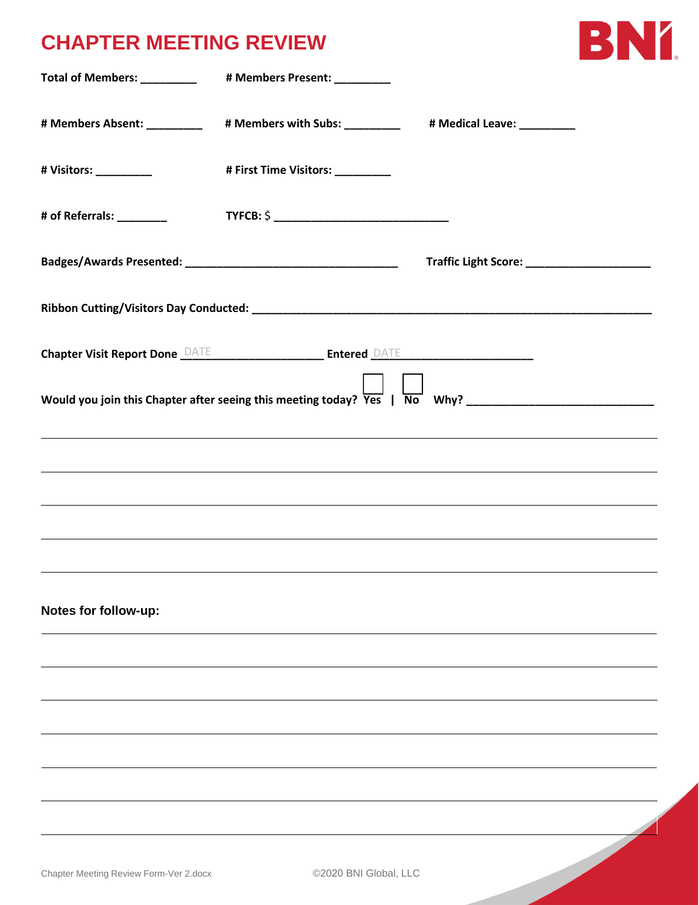# CHAPTER MEETING REVIEW

**Total of Members:** _________ **# Members Present:** _________

**# Members Absent:** _________ **# Members with Subs:** _________ **# Medical Leave:** _________

**# Visitors:** _________ **# First Time Visitors:** _________

**# of Referrals:** ________ **TYFCB:** $ ____________________________

**Badges/Awards Presented:** __________________________________ **Traffic Light Score:** ____________________

**Ribbon Cutting/Visitors Day Conducted:** _________________________________________________________________

**Chapter Visit Report Done** DATE____________________ **Entered** DATE____________________

**Would you join this Chapter after seeing this meeting today?** ☐ **Yes** | ☐ **No** **Why?** ______________________________

______________________________________________________________________________

______________________________________________________________________________

______________________________________________________________________________

______________________________________________________________________________

______________________________________________________________________________

**Notes for follow-up:**

______________________________________________________________________________

______________________________________________________________________________

______________________________________________________________________________

______________________________________________________________________________

______________________________________________________________________________

______________________________________________________________________________

______________________________________________________________________________